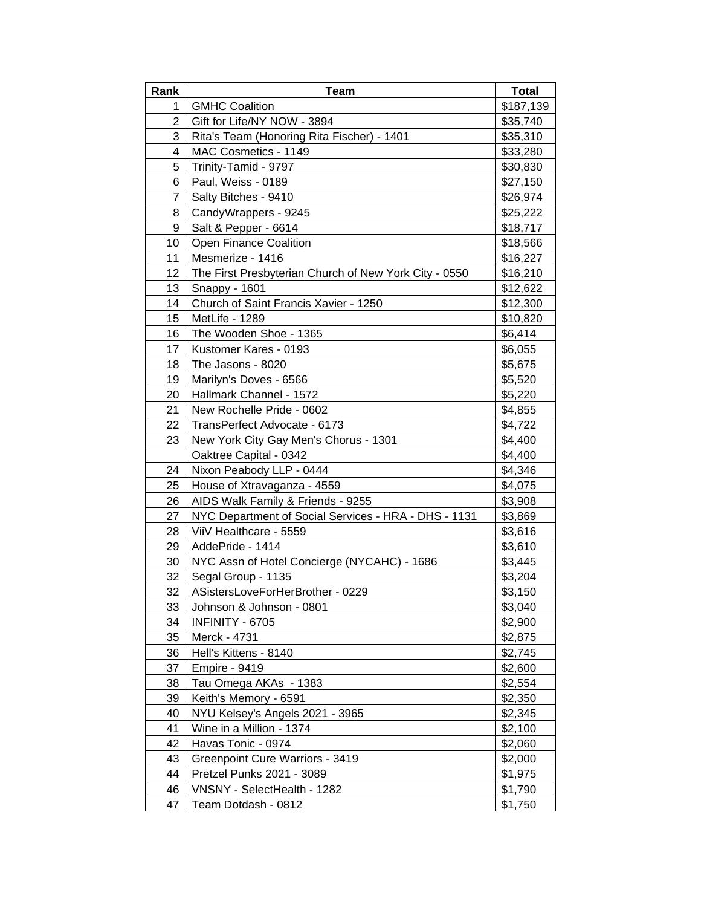| Rank | Team | Total |
|---|---|---|
| 1 | GMHC Coalition | $187,139 |
| 2 | Gift for Life/NY NOW - 3894 | $35,740 |
| 3 | Rita's Team (Honoring Rita Fischer) - 1401 | $35,310 |
| 4 | MAC Cosmetics - 1149 | $33,280 |
| 5 | Trinity-Tamid - 9797 | $30,830 |
| 6 | Paul, Weiss - 0189 | $27,150 |
| 7 | Salty Bitches - 9410 | $26,974 |
| 8 | CandyWrappers - 9245 | $25,222 |
| 9 | Salt & Pepper - 6614 | $18,717 |
| 10 | Open Finance Coalition | $18,566 |
| 11 | Mesmerize - 1416 | $16,227 |
| 12 | The First Presbyterian Church of New York City - 0550 | $16,210 |
| 13 | Snappy - 1601 | $12,622 |
| 14 | Church of Saint Francis Xavier - 1250 | $12,300 |
| 15 | MetLife - 1289 | $10,820 |
| 16 | The Wooden Shoe - 1365 | $6,414 |
| 17 | Kustomer Kares - 0193 | $6,055 |
| 18 | The Jasons - 8020 | $5,675 |
| 19 | Marilyn's Doves - 6566 | $5,520 |
| 20 | Hallmark Channel - 1572 | $5,220 |
| 21 | New Rochelle Pride - 0602 | $4,855 |
| 22 | TransPerfect Advocate - 6173 | $4,722 |
| 23 | New York City Gay Men's Chorus - 1301 | $4,400 |
| | Oaktree Capital - 0342 | $4,400 |
| 24 | Nixon Peabody LLP - 0444 | $4,346 |
| 25 | House of Xtravaganza - 4559 | $4,075 |
| 26 | AIDS Walk Family & Friends - 9255 | $3,908 |
| 27 | NYC Department of Social Services - HRA - DHS - 1131 | $3,869 |
| 28 | ViiV Healthcare - 5559 | $3,616 |
| 29 | AddePride - 1414 | $3,610 |
| 30 | NYC Assn of Hotel Concierge (NYCAHC) - 1686 | $3,445 |
| 32 | Segal Group - 1135 | $3,204 |
| 32 | ASistersLoveForHerBrother - 0229 | $3,150 |
| 33 | Johnson & Johnson - 0801 | $3,040 |
| 34 | INFINITY - 6705 | $2,900 |
| 35 | Merck - 4731 | $2,875 |
| 36 | Hell's Kittens - 8140 | $2,745 |
| 37 | Empire - 9419 | $2,600 |
| 38 | Tau Omega AKAs - 1383 | $2,554 |
| 39 | Keith's Memory - 6591 | $2,350 |
| 40 | NYU Kelsey's Angels 2021 - 3965 | $2,345 |
| 41 | Wine in a Million - 1374 | $2,100 |
| 42 | Havas Tonic - 0974 | $2,060 |
| 43 | Greenpoint Cure Warriors - 3419 | $2,000 |
| 44 | Pretzel Punks 2021 - 3089 | $1,975 |
| 46 | VNSNY - SelectHealth - 1282 | $1,790 |
| 47 | Team Dotdash - 0812 | $1,750 |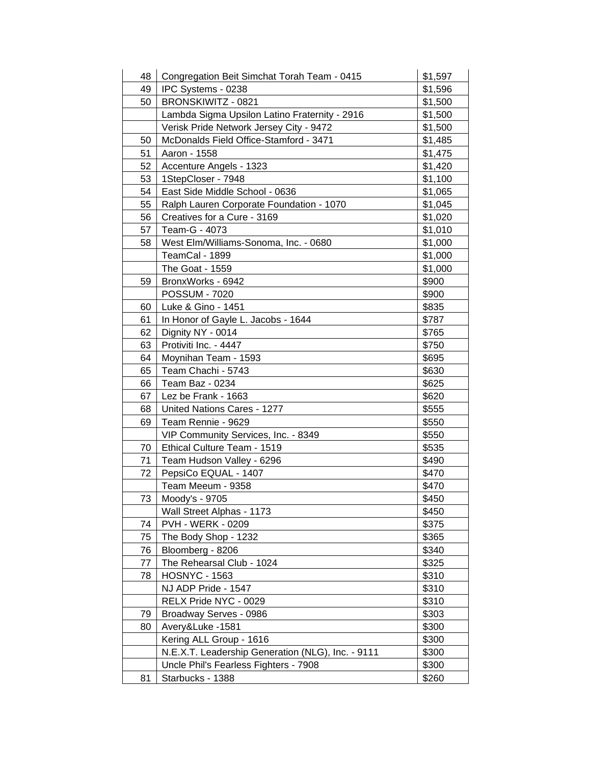| | | |
|---|---|---|
| 48 | Congregation Beit Simchat Torah Team - 0415 | $1,597 |
| 49 | IPC Systems - 0238 | $1,596 |
| 50 | BRONSKIWITZ - 0821 | $1,500 |
| | Lambda Sigma Upsilon Latino Fraternity - 2916 | $1,500 |
| | Verisk Pride Network Jersey City - 9472 | $1,500 |
| 50 | McDonalds Field Office-Stamford - 3471 | $1,485 |
| 51 | Aaron - 1558 | $1,475 |
| 52 | Accenture Angels - 1323 | $1,420 |
| 53 | 1StepCloser - 7948 | $1,100 |
| 54 | East Side Middle School - 0636 | $1,065 |
| 55 | Ralph Lauren Corporate Foundation - 1070 | $1,045 |
| 56 | Creatives for a Cure - 3169 | $1,020 |
| 57 | Team-G - 4073 | $1,010 |
| 58 | West Elm/Williams-Sonoma, Inc. - 0680 | $1,000 |
| | TeamCal - 1899 | $1,000 |
| | The Goat - 1559 | $1,000 |
| 59 | BronxWorks - 6942 | $900 |
| | POSSUM - 7020 | $900 |
| 60 | Luke & Gino - 1451 | $835 |
| 61 | In Honor of Gayle L. Jacobs - 1644 | $787 |
| 62 | Dignity NY - 0014 | $765 |
| 63 | Protiviti Inc. - 4447 | $750 |
| 64 | Moynihan Team - 1593 | $695 |
| 65 | Team Chachi - 5743 | $630 |
| 66 | Team Baz - 0234 | $625 |
| 67 | Lez be Frank - 1663 | $620 |
| 68 | United Nations Cares - 1277 | $555 |
| 69 | Team Rennie - 9629 | $550 |
| | VIP Community Services, Inc. - 8349 | $550 |
| 70 | Ethical Culture Team - 1519 | $535 |
| 71 | Team Hudson Valley - 6296 | $490 |
| 72 | PepsiCo EQUAL - 1407 | $470 |
| | Team Meeum - 9358 | $470 |
| 73 | Moody's - 9705 | $450 |
| | Wall Street Alphas - 1173 | $450 |
| 74 | PVH - WERK - 0209 | $375 |
| 75 | The Body Shop - 1232 | $365 |
| 76 | Bloomberg - 8206 | $340 |
| 77 | The Rehearsal Club - 1024 | $325 |
| 78 | HOSNYC - 1563 | $310 |
| | NJ ADP Pride - 1547 | $310 |
| | RELX Pride NYC - 0029 | $310 |
| 79 | Broadway Serves - 0986 | $303 |
| 80 | Avery&Luke -1581 | $300 |
| | Kering ALL Group - 1616 | $300 |
| | N.E.X.T. Leadership Generation (NLG), Inc. - 9111 | $300 |
| | Uncle Phil's Fearless Fighters - 7908 | $300 |
| 81 | Starbucks - 1388 | $260 |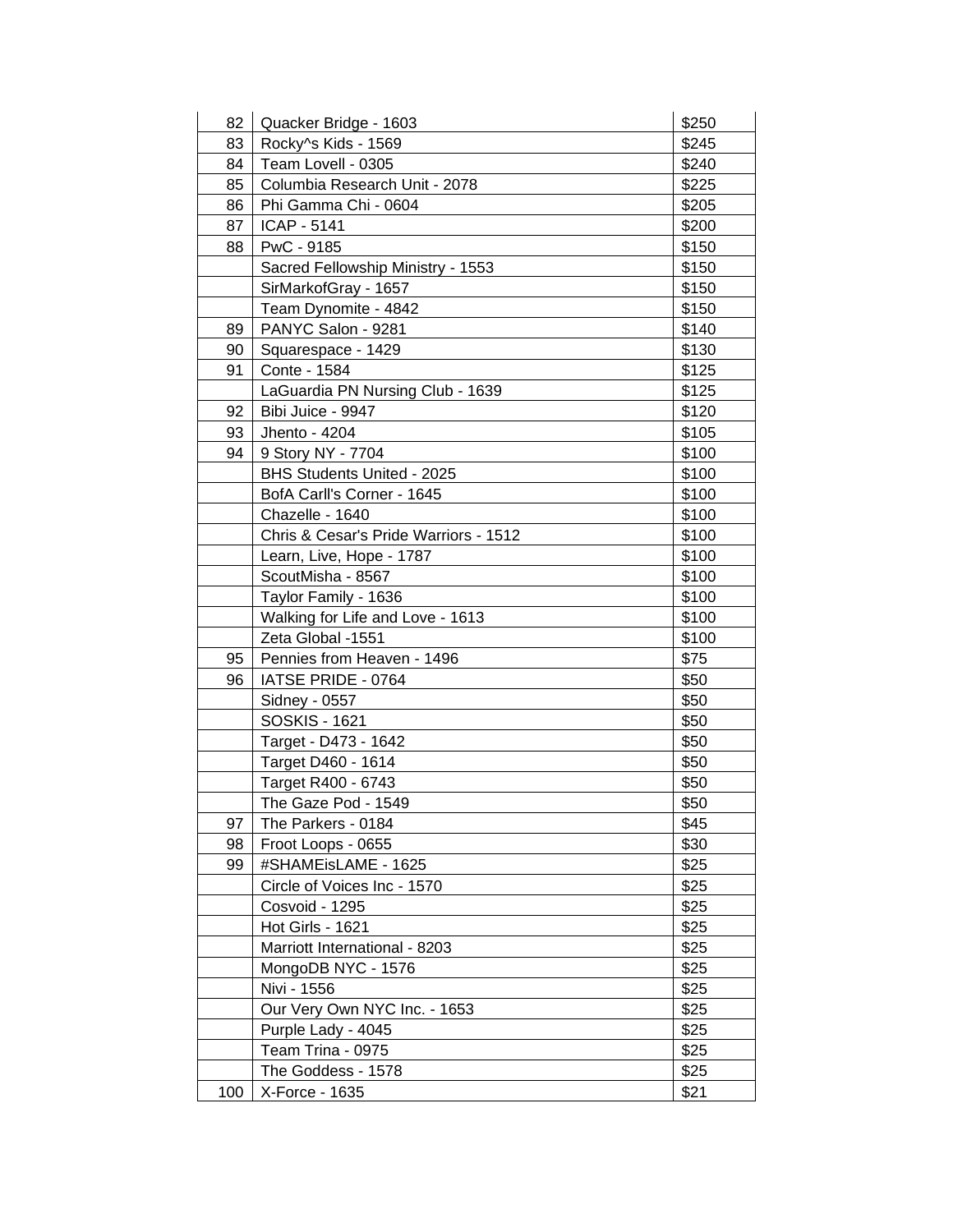| | | |
|---|---|---|
| 82 | Quacker Bridge - 1603 | $250 |
| 83 | Rocky^s Kids - 1569 | $245 |
| 84 | Team Lovell - 0305 | $240 |
| 85 | Columbia Research Unit - 2078 | $225 |
| 86 | Phi Gamma Chi - 0604 | $205 |
| 87 | ICAP - 5141 | $200 |
| 88 | PwC - 9185 | $150 |
| | Sacred Fellowship Ministry - 1553 | $150 |
| | SirMarkofGray - 1657 | $150 |
| | Team Dynomite - 4842 | $150 |
| 89 | PANYC Salon - 9281 | $140 |
| 90 | Squarespace - 1429 | $130 |
| 91 | Conte - 1584 | $125 |
| | LaGuardia PN Nursing Club - 1639 | $125 |
| 92 | Bibi Juice - 9947 | $120 |
| 93 | Jhento - 4204 | $105 |
| 94 | 9 Story NY - 7704 | $100 |
| | BHS Students United - 2025 | $100 |
| | BofA Carll's Corner - 1645 | $100 |
| | Chazelle - 1640 | $100 |
| | Chris & Cesar's Pride Warriors - 1512 | $100 |
| | Learn, Live, Hope - 1787 | $100 |
| | ScoutMisha - 8567 | $100 |
| | Taylor Family - 1636 | $100 |
| | Walking for Life and Love - 1613 | $100 |
| | Zeta Global -1551 | $100 |
| 95 | Pennies from Heaven - 1496 | $75 |
| 96 | IATSE PRIDE - 0764 | $50 |
| | Sidney - 0557 | $50 |
| | SOSKIS - 1621 | $50 |
| | Target - D473 - 1642 | $50 |
| | Target D460 - 1614 | $50 |
| | Target R400 - 6743 | $50 |
| | The Gaze Pod - 1549 | $50 |
| 97 | The Parkers - 0184 | $45 |
| 98 | Froot Loops - 0655 | $30 |
| 99 | #SHAMEisLAME - 1625 | $25 |
| | Circle of Voices Inc - 1570 | $25 |
| | Cosvoid - 1295 | $25 |
| | Hot Girls - 1621 | $25 |
| | Marriott International - 8203 | $25 |
| | MongoDB NYC - 1576 | $25 |
| | Nivi - 1556 | $25 |
| | Our Very Own NYC Inc. - 1653 | $25 |
| | Purple Lady - 4045 | $25 |
| | Team Trina - 0975 | $25 |
| | The Goddess - 1578 | $25 |
| 100 | X-Force - 1635 | $21 |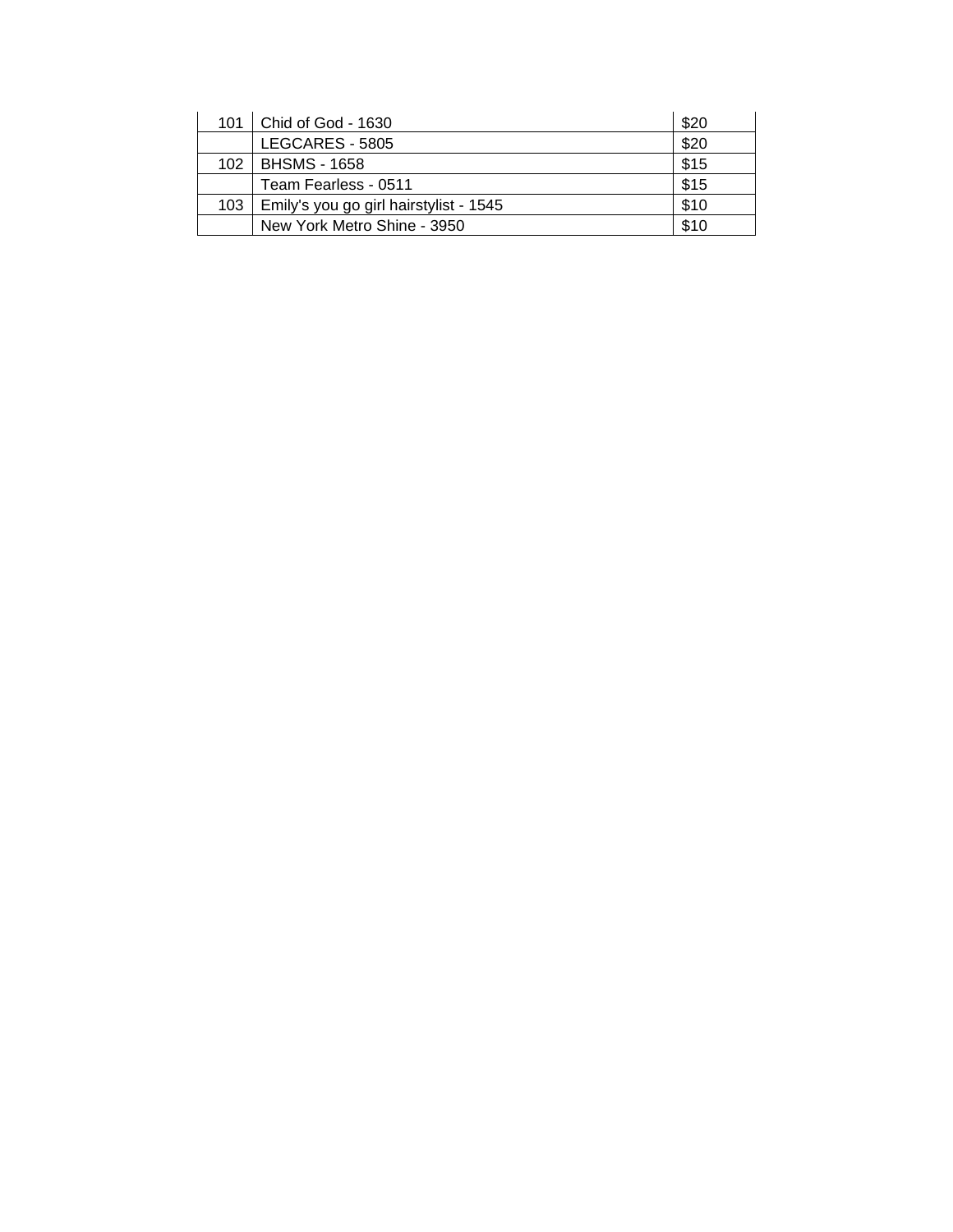| | | |
|---|---|---|
| 101 | Chid of God - 1630 | $20 |
| | LEGCARES - 5805 | $20 |
| 102 | BHSMS - 1658 | $15 |
| | Team Fearless - 0511 | $15 |
| 103 | Emily's you go girl hairstylist - 1545 | $10 |
| | New York Metro Shine - 3950 | $10 |